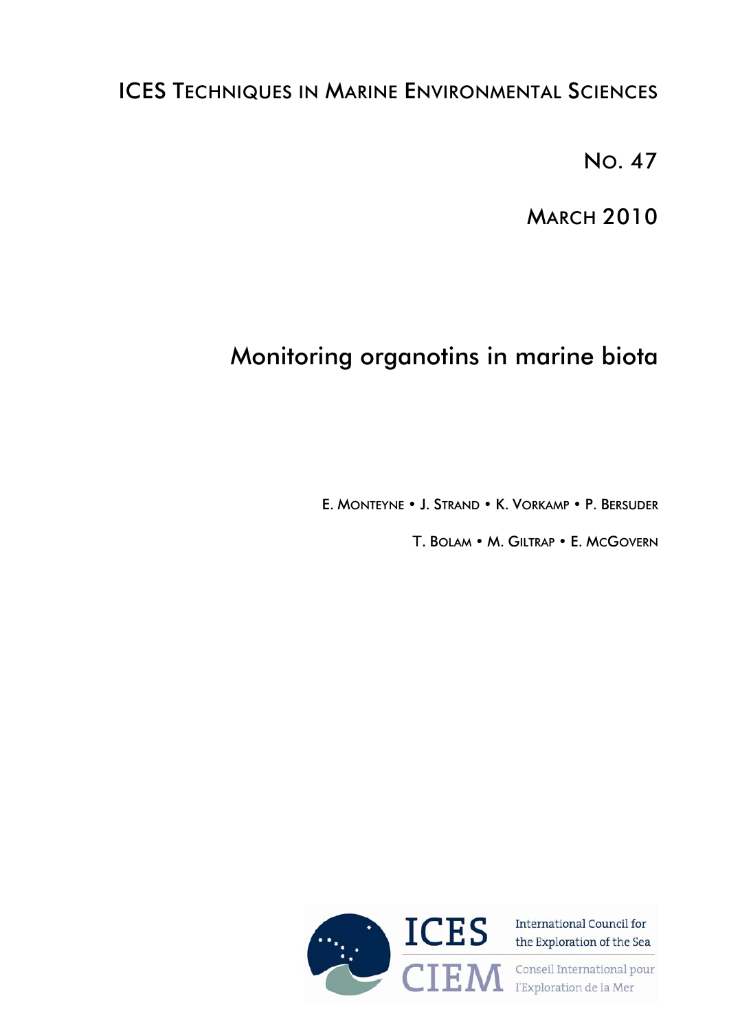ICES Techniques in Marine Environmental Sciences

No. 47

March 2010

# Monitoring organotins in marine biota

E. Monteyne • J. Strand • K. Vorkamp • P. Bersuder

T. Bolam • M. Giltrap • E. McGovern

ICES CIEM

International Council for the Exploration of the Sea

Conseil International pour l'Exploration de la Mer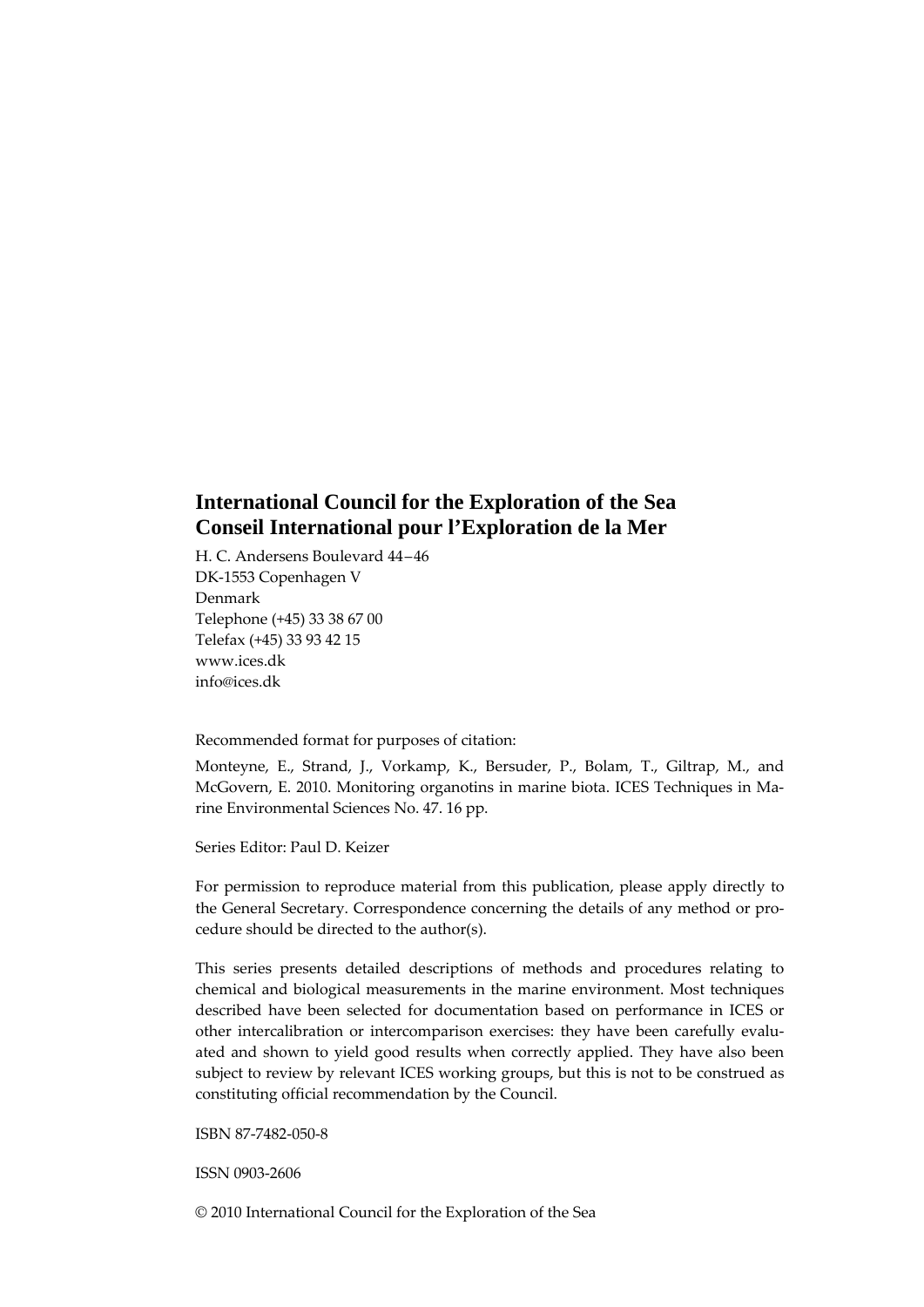**International Council for the Exploration of the Sea**
**Conseil International pour l'Exploration de la Mer**

H. C. Andersens Boulevard 44–46
DK-1553 Copenhagen V
Denmark
Telephone (+45) 33 38 67 00
Telefax (+45) 33 93 42 15
www.ices.dk
info@ices.dk

Recommended format for purposes of citation:

Monteyne, E., Strand, J., Vorkamp, K., Bersuder, P., Bolam, T., Giltrap, M., and McGovern, E. 2010. Monitoring organotins in marine biota. ICES Techniques in Marine Environmental Sciences No. 47. 16 pp.

Series Editor: Paul D. Keizer

For permission to reproduce material from this publication, please apply directly to the General Secretary. Correspondence concerning the details of any method or procedure should be directed to the author(s).

This series presents detailed descriptions of methods and procedures relating to chemical and biological measurements in the marine environment. Most techniques described have been selected for documentation based on performance in ICES or other intercalibration or intercomparison exercises: they have been carefully evaluated and shown to yield good results when correctly applied. They have also been subject to review by relevant ICES working groups, but this is not to be construed as constituting official recommendation by the Council.

ISBN 87-7482-050-8

ISSN 0903-2606

© 2010 International Council for the Exploration of the Sea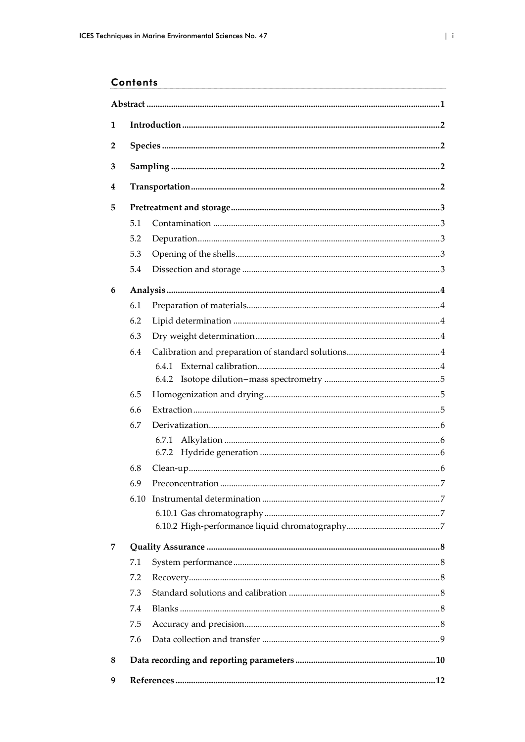## Contents

**Abstract** ..................................................................................................................... 1

**1 Introduction** ............................................................................................................ 2

**2 Species** ..................................................................................................................... 2

**3 Sampling** .................................................................................................................. 2

**4 Transportation** ......................................................................................................... 2

**5 Pretreatment and storage** ...................................................................................... 3

- 5.1 Contamination ...................................................................................................... 3
- 5.2 Depuration ............................................................................................................ 3
- 5.3 Opening of the shells ........................................................................................... 3
- 5.4 Dissection and storage ......................................................................................... 3

**6 Analysis** ..................................................................................................................... 4

- 6.1 Preparation of materials ....................................................................................... 4
- 6.2 Lipid determination .............................................................................................. 4
- 6.3 Dry weight determination .................................................................................... 4
- 6.4 Calibration and preparation of standard solutions .......................................... 4
  - 6.4.1 External calibration ........................................................................................ 4
  - 6.4.2 Isotope dilution–mass spectrometry ............................................................ 5
- 6.5 Homogenization and drying ............................................................................... 5
- 6.6 Extraction .............................................................................................................. 5
- 6.7 Derivatization ....................................................................................................... 6
  - 6.7.1 Alkylation ........................................................................................................ 6
  - 6.7.2 Hydride generation ........................................................................................ 6
- 6.8 Clean-up ................................................................................................................ 6
- 6.9 Preconcentration ................................................................................................... 7
- 6.10 Instrumental determination ............................................................................... 7
  - 6.10.1 Gas chromatography .................................................................................... 7
  - 6.10.2 High-performance liquid chromatography ............................................... 7

**7 Quality Assurance** .................................................................................................... 8

- 7.1 System performance ............................................................................................. 8
- 7.2 Recovery ................................................................................................................. 8
- 7.3 Standard solutions and calibration .................................................................... 8
- 7.4 Blanks ..................................................................................................................... 8
- 7.5 Accuracy and precision ........................................................................................ 8
- 7.6 Data collection and transfer ................................................................................ 9

**8 Data recording and reporting parameters** ........................................................... 10

**9 References** ................................................................................................................ 12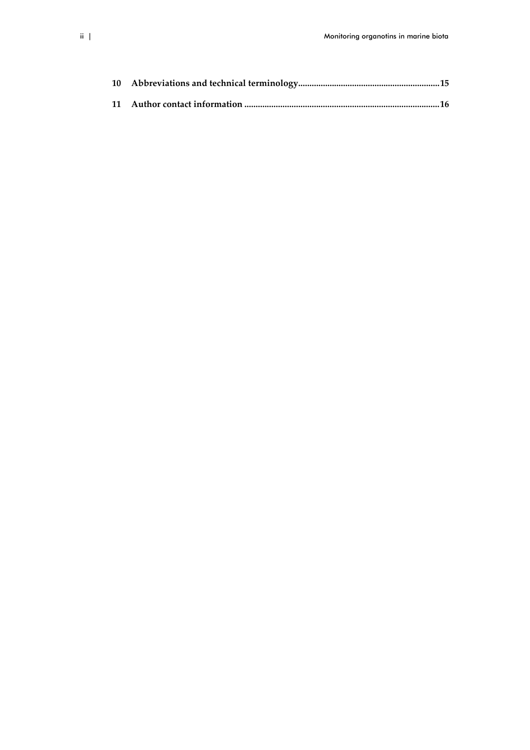**10 Abbreviations and technical terminology** .......................................................... **15**

**11 Author contact information** ...................................................................................... **16**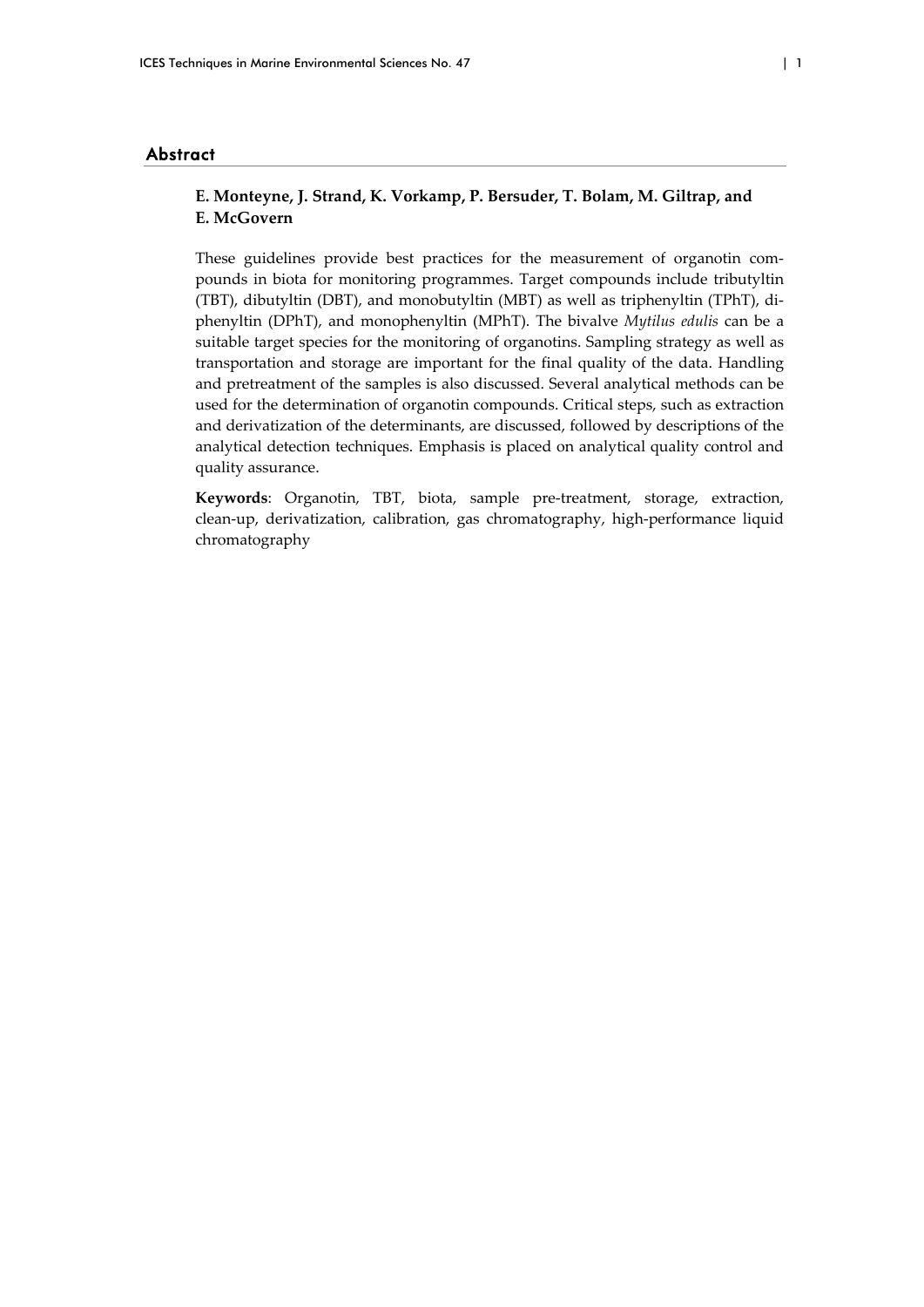## Abstract

**E. Monteyne, J. Strand, K. Vorkamp, P. Bersuder, T. Bolam, M. Giltrap, and E. McGovern**

These guidelines provide best practices for the measurement of organotin compounds in biota for monitoring programmes. Target compounds include tributyltin (TBT), dibutyltin (DBT), and monobutyltin (MBT) as well as triphenyltin (TPhT), diphenyltin (DPhT), and monophenyltin (MPhT). The bivalve *Mytilus edulis* can be a suitable target species for the monitoring of organotins. Sampling strategy as well as transportation and storage are important for the final quality of the data. Handling and pretreatment of the samples is also discussed. Several analytical methods can be used for the determination of organotin compounds. Critical steps, such as extraction and derivatization of the determinants, are discussed, followed by descriptions of the analytical detection techniques. Emphasis is placed on analytical quality control and quality assurance.

**Keywords**: Organotin, TBT, biota, sample pre-treatment, storage, extraction, clean-up, derivatization, calibration, gas chromatography, high-performance liquid chromatography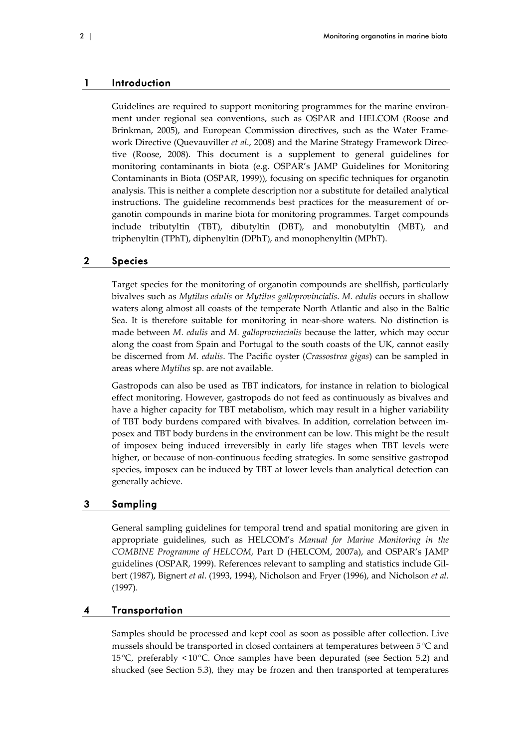## 1 Introduction

Guidelines are required to support monitoring programmes for the marine environment under regional sea conventions, such as OSPAR and HELCOM (Roose and Brinkman, 2005), and European Commission directives, such as the Water Framework Directive (Quevauviller *et al*., 2008) and the Marine Strategy Framework Directive (Roose, 2008). This document is a supplement to general guidelines for monitoring contaminants in biota (e.g. OSPAR's JAMP Guidelines for Monitoring Contaminants in Biota (OSPAR, 1999)), focusing on specific techniques for organotin analysis. This is neither a complete description nor a substitute for detailed analytical instructions. The guideline recommends best practices for the measurement of organotin compounds in marine biota for monitoring programmes. Target compounds include tributyltin (TBT), dibutyltin (DBT), and monobutyltin (MBT), and triphenyltin (TPhT), diphenyltin (DPhT), and monophenyltin (MPhT).

## 2 Species

Target species for the monitoring of organotin compounds are shellfish, particularly bivalves such as *Mytilus edulis* or *Mytilus galloprovincialis*. *M. edulis* occurs in shallow waters along almost all coasts of the temperate North Atlantic and also in the Baltic Sea. It is therefore suitable for monitoring in near-shore waters. No distinction is made between *M. edulis* and *M. galloprovincialis* because the latter, which may occur along the coast from Spain and Portugal to the south coasts of the UK, cannot easily be discerned from *M. edulis*. The Pacific oyster (*Crassostrea gigas*) can be sampled in areas where *Mytilus* sp. are not available.

Gastropods can also be used as TBT indicators, for instance in relation to biological effect monitoring. However, gastropods do not feed as continuously as bivalves and have a higher capacity for TBT metabolism, which may result in a higher variability of TBT body burdens compared with bivalves. In addition, correlation between imposex and TBT body burdens in the environment can be low. This might be the result of imposex being induced irreversibly in early life stages when TBT levels were higher, or because of non-continuous feeding strategies. In some sensitive gastropod species, imposex can be induced by TBT at lower levels than analytical detection can generally achieve.

## 3 Sampling

General sampling guidelines for temporal trend and spatial monitoring are given in appropriate guidelines, such as HELCOM's *Manual for Marine Monitoring in the COMBINE Programme of HELCOM*, Part D (HELCOM, 2007a), and OSPAR's JAMP guidelines (OSPAR, 1999). References relevant to sampling and statistics include Gilbert (1987), Bignert *et al*. (1993, 1994), Nicholson and Fryer (1996), and Nicholson *et al.* (1997).

## 4 Transportation

Samples should be processed and kept cool as soon as possible after collection. Live mussels should be transported in closed containers at temperatures between 5°C and 15°C, preferably <10°C. Once samples have been depurated (see Section 5.2) and shucked (see Section 5.3), they may be frozen and then transported at temperatures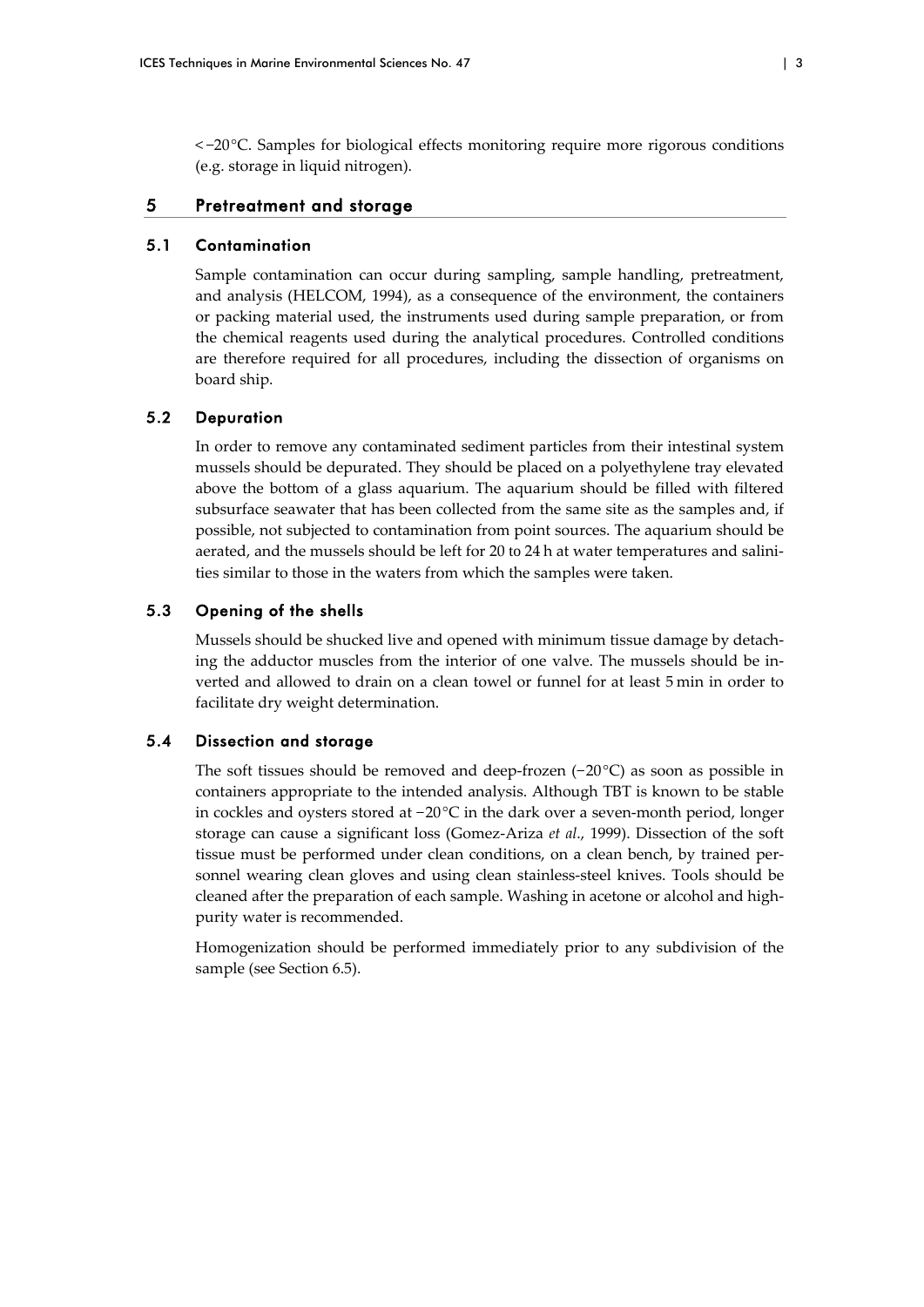<−20°C. Samples for biological effects monitoring require more rigorous conditions (e.g. storage in liquid nitrogen).

## 5 Pretreatment and storage

### 5.1 Contamination

Sample contamination can occur during sampling, sample handling, pretreatment, and analysis (HELCOM, 1994), as a consequence of the environment, the containers or packing material used, the instruments used during sample preparation, or from the chemical reagents used during the analytical procedures. Controlled conditions are therefore required for all procedures, including the dissection of organisms on board ship.

### 5.2 Depuration

In order to remove any contaminated sediment particles from their intestinal system mussels should be depurated. They should be placed on a polyethylene tray elevated above the bottom of a glass aquarium. The aquarium should be filled with filtered subsurface seawater that has been collected from the same site as the samples and, if possible, not subjected to contamination from point sources. The aquarium should be aerated, and the mussels should be left for 20 to 24 h at water temperatures and salinities similar to those in the waters from which the samples were taken.

### 5.3 Opening of the shells

Mussels should be shucked live and opened with minimum tissue damage by detaching the adductor muscles from the interior of one valve. The mussels should be inverted and allowed to drain on a clean towel or funnel for at least 5 min in order to facilitate dry weight determination.

### 5.4 Dissection and storage

The soft tissues should be removed and deep-frozen (−20°C) as soon as possible in containers appropriate to the intended analysis. Although TBT is known to be stable in cockles and oysters stored at −20°C in the dark over a seven-month period, longer storage can cause a significant loss (Gomez-Ariza *et al*., 1999). Dissection of the soft tissue must be performed under clean conditions, on a clean bench, by trained personnel wearing clean gloves and using clean stainless-steel knives. Tools should be cleaned after the preparation of each sample. Washing in acetone or alcohol and high-purity water is recommended.

Homogenization should be performed immediately prior to any subdivision of the sample (see Section 6.5).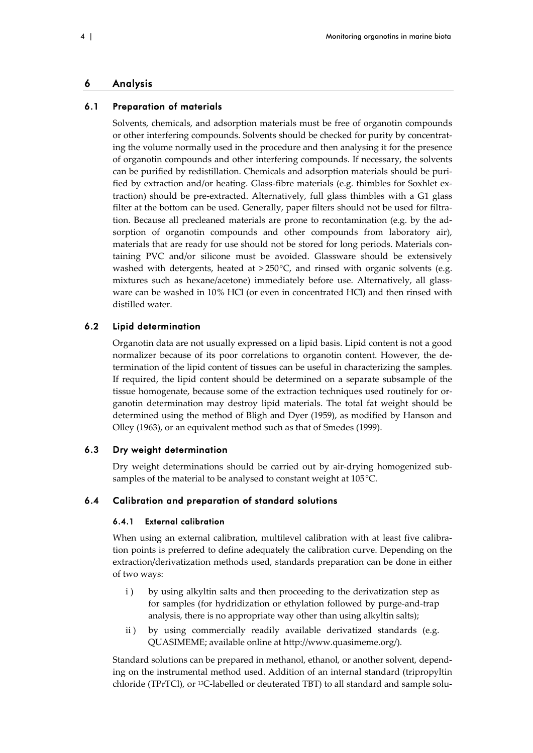## 6 Analysis

### 6.1 Preparation of materials

Solvents, chemicals, and adsorption materials must be free of organotin compounds or other interfering compounds. Solvents should be checked for purity by concentrating the volume normally used in the procedure and then analysing it for the presence of organotin compounds and other interfering compounds. If necessary, the solvents can be purified by redistillation. Chemicals and adsorption materials should be purified by extraction and/or heating. Glass-fibre materials (e.g. thimbles for Soxhlet extraction) should be pre-extracted. Alternatively, full glass thimbles with a G1 glass filter at the bottom can be used. Generally, paper filters should not be used for filtration. Because all precleaned materials are prone to recontamination (e.g. by the adsorption of organotin compounds and other compounds from laboratory air), materials that are ready for use should not be stored for long periods. Materials containing PVC and/or silicone must be avoided. Glassware should be extensively washed with detergents, heated at > 250°C, and rinsed with organic solvents (e.g. mixtures such as hexane/acetone) immediately before use. Alternatively, all glassware can be washed in 10% HCl (or even in concentrated HCl) and then rinsed with distilled water.

### 6.2 Lipid determination

Organotin data are not usually expressed on a lipid basis. Lipid content is not a good normalizer because of its poor correlations to organotin content. However, the determination of the lipid content of tissues can be useful in characterizing the samples. If required, the lipid content should be determined on a separate subsample of the tissue homogenate, because some of the extraction techniques used routinely for organotin determination may destroy lipid materials. The total fat weight should be determined using the method of Bligh and Dyer (1959), as modified by Hanson and Olley (1963), or an equivalent method such as that of Smedes (1999).

### 6.3 Dry weight determination

Dry weight determinations should be carried out by air-drying homogenized subsamples of the material to be analysed to constant weight at 105°C.

### 6.4 Calibration and preparation of standard solutions

#### 6.4.1 External calibration

When using an external calibration, multilevel calibration with at least five calibration points is preferred to define adequately the calibration curve. Depending on the extraction/derivatization methods used, standards preparation can be done in either of two ways:

i ) by using alkyltin salts and then proceeding to the derivatization step as for samples (for hydridization or ethylation followed by purge-and-trap analysis, there is no appropriate way other than using alkyltin salts);

ii ) by using commercially readily available derivatized standards (e.g. QUASIMEME; available online at http://www.quasimeme.org/).

Standard solutions can be prepared in methanol, ethanol, or another solvent, depending on the instrumental method used. Addition of an internal standard (tripropyltin chloride (TPrTCl), or $^{13}C$-labelled or deuterated TBT) to all standard and sample solu-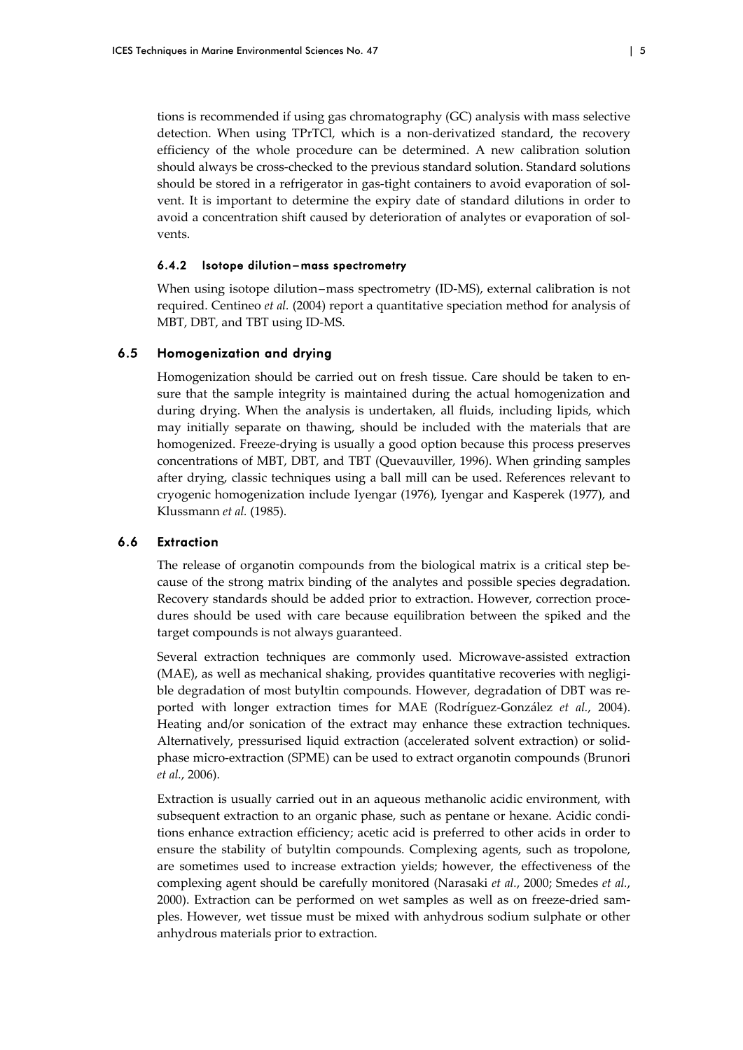tions is recommended if using gas chromatography (GC) analysis with mass selective detection. When using TPrTCl, which is a non-derivatized standard, the recovery efficiency of the whole procedure can be determined. A new calibration solution should always be cross-checked to the previous standard solution. Standard solutions should be stored in a refrigerator in gas-tight containers to avoid evaporation of solvent. It is important to determine the expiry date of standard dilutions in order to avoid a concentration shift caused by deterioration of analytes or evaporation of solvents.

#### 6.4.2 Isotope dilution–mass spectrometry

When using isotope dilution–mass spectrometry (ID-MS), external calibration is not required. Centineo *et al.* (2004) report a quantitative speciation method for analysis of MBT, DBT, and TBT using ID-MS.

### 6.5 Homogenization and drying

Homogenization should be carried out on fresh tissue. Care should be taken to ensure that the sample integrity is maintained during the actual homogenization and during drying. When the analysis is undertaken, all fluids, including lipids, which may initially separate on thawing, should be included with the materials that are homogenized. Freeze-drying is usually a good option because this process preserves concentrations of MBT, DBT, and TBT (Quevauviller, 1996). When grinding samples after drying, classic techniques using a ball mill can be used. References relevant to cryogenic homogenization include Iyengar (1976), Iyengar and Kasperek (1977), and Klussmann *et al.* (1985).

### 6.6 Extraction

The release of organotin compounds from the biological matrix is a critical step because of the strong matrix binding of the analytes and possible species degradation. Recovery standards should be added prior to extraction. However, correction procedures should be used with care because equilibration between the spiked and the target compounds is not always guaranteed.

Several extraction techniques are commonly used. Microwave-assisted extraction (MAE), as well as mechanical shaking, provides quantitative recoveries with negligible degradation of most butyltin compounds. However, degradation of DBT was reported with longer extraction times for MAE (Rodríguez-González *et al.*, 2004). Heating and/or sonication of the extract may enhance these extraction techniques. Alternatively, pressurised liquid extraction (accelerated solvent extraction) or solid-phase micro-extraction (SPME) can be used to extract organotin compounds (Brunori *et al.*, 2006).

Extraction is usually carried out in an aqueous methanolic acidic environment, with subsequent extraction to an organic phase, such as pentane or hexane. Acidic conditions enhance extraction efficiency; acetic acid is preferred to other acids in order to ensure the stability of butyltin compounds. Complexing agents, such as tropolone, are sometimes used to increase extraction yields; however, the effectiveness of the complexing agent should be carefully monitored (Narasaki *et al.*, 2000; Smedes *et al.*, 2000). Extraction can be performed on wet samples as well as on freeze-dried samples. However, wet tissue must be mixed with anhydrous sodium sulphate or other anhydrous materials prior to extraction.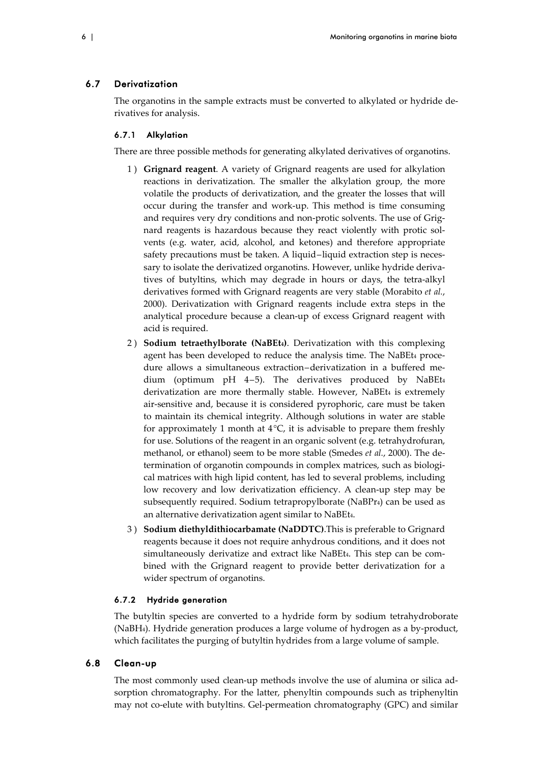## 6.7 Derivatization

The organotins in the sample extracts must be converted to alkylated or hydride derivatives for analysis.

### 6.7.1 Alkylation

There are three possible methods for generating alkylated derivatives of organotins.

1) **Grignard reagent**. A variety of Grignard reagents are used for alkylation reactions in derivatization. The smaller the alkylation group, the more volatile the products of derivatization, and the greater the losses that will occur during the transfer and work-up. This method is time consuming and requires very dry conditions and non-protic solvents. The use of Grignard reagents is hazardous because they react violently with protic solvents (e.g. water, acid, alcohol, and ketones) and therefore appropriate safety precautions must be taken. A liquid–liquid extraction step is necessary to isolate the derivatized organotins. However, unlike hydride derivatives of butyltins, which may degrade in hours or days, the tetra-alkyl derivatives formed with Grignard reagents are very stable (Morabito *et al.*, 2000). Derivatization with Grignard reagents include extra steps in the analytical procedure because a clean-up of excess Grignard reagent with acid is required.
2) **Sodium tetraethylborate ($NaBEt_4$)**. Derivatization with this complexing agent has been developed to reduce the analysis time. The $NaBEt_4$ procedure allows a simultaneous extraction–derivatization in a buffered medium (optimum pH 4–5). The derivatives produced by $NaBEt_4$ derivatization are more thermally stable. However, $NaBEt_4$ is extremely air-sensitive and, because it is considered pyrophoric, care must be taken to maintain its chemical integrity. Although solutions in water are stable for approximately 1 month at 4°C, it is advisable to prepare them freshly for use. Solutions of the reagent in an organic solvent (e.g. tetrahydrofuran, methanol, or ethanol) seem to be more stable (Smedes *et al.*, 2000). The determination of organotin compounds in complex matrices, such as biological matrices with high lipid content, has led to several problems, including low recovery and low derivatization efficiency. A clean-up step may be subsequently required. Sodium tetrapropylborate ($NaBPr_4$) can be used as an alternative derivatization agent similar to $NaBEt_4$.
3) **Sodium diethyldithiocarbamate (NaDDTC)**.This is preferable to Grignard reagents because it does not require anhydrous conditions, and it does not simultaneously derivatize and extract like $NaBEt_4$. This step can be combined with the Grignard reagent to provide better derivatization for a wider spectrum of organotins.

### 6.7.2 Hydride generation

The butyltin species are converted to a hydride form by sodium tetrahydroborate ($NaBH_4$). Hydride generation produces a large volume of hydrogen as a by-product, which facilitates the purging of butyltin hydrides from a large volume of sample.

## 6.8 Clean-up

The most commonly used clean-up methods involve the use of alumina or silica adsorption chromatography. For the latter, phenyltin compounds such as triphenyltin may not co-elute with butyltins. Gel-permeation chromatography (GPC) and similar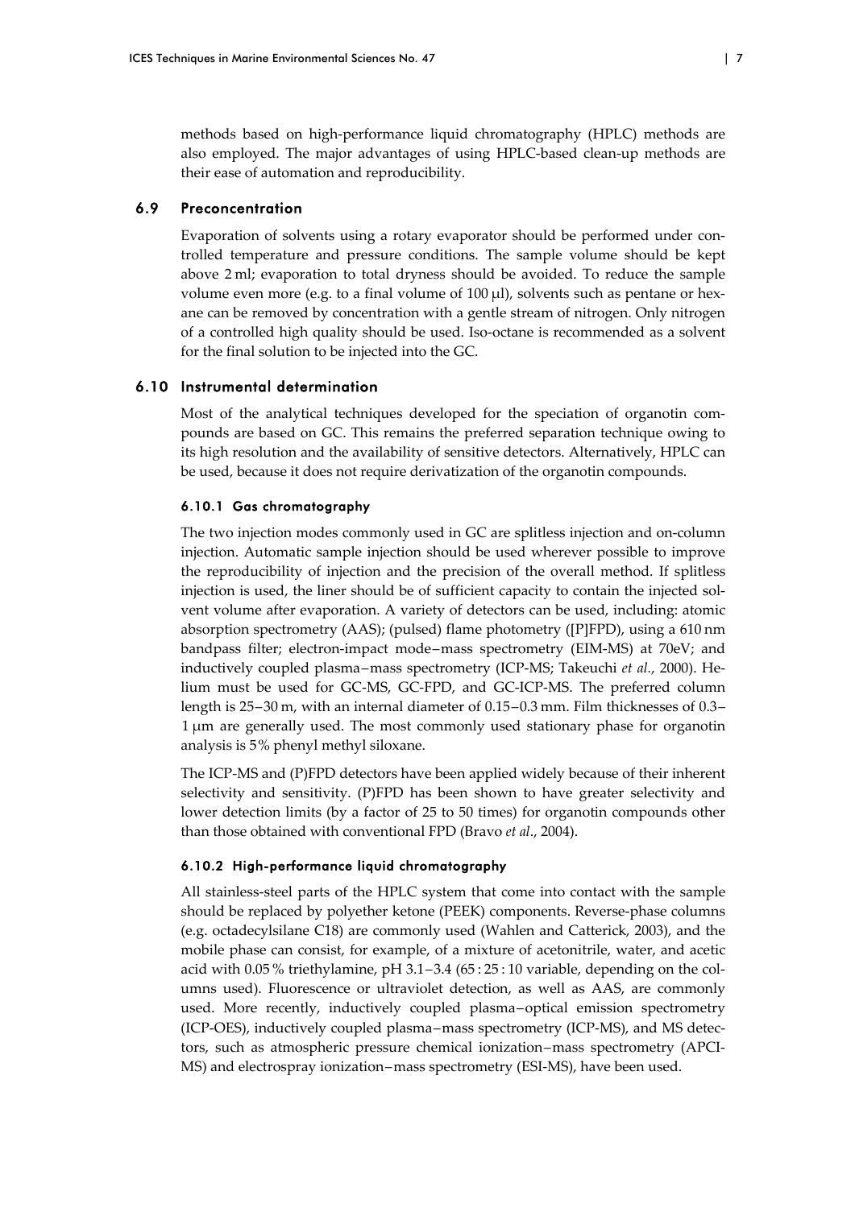methods based on high-performance liquid chromatography (HPLC) methods are also employed. The major advantages of using HPLC-based clean-up methods are their ease of automation and reproducibility.

## 6.9 Preconcentration

Evaporation of solvents using a rotary evaporator should be performed under controlled temperature and pressure conditions. The sample volume should be kept above 2 ml; evaporation to total dryness should be avoided. To reduce the sample volume even more (e.g. to a final volume of 100 μl), solvents such as pentane or hexane can be removed by concentration with a gentle stream of nitrogen. Only nitrogen of a controlled high quality should be used. Iso-octane is recommended as a solvent for the final solution to be injected into the GC.

## 6.10 Instrumental determination

Most of the analytical techniques developed for the speciation of organotin compounds are based on GC. This remains the preferred separation technique owing to its high resolution and the availability of sensitive detectors. Alternatively, HPLC can be used, because it does not require derivatization of the organotin compounds.

### 6.10.1 Gas chromatography

The two injection modes commonly used in GC are splitless injection and on-column injection. Automatic sample injection should be used wherever possible to improve the reproducibility of injection and the precision of the overall method. If splitless injection is used, the liner should be of sufficient capacity to contain the injected solvent volume after evaporation. A variety of detectors can be used, including: atomic absorption spectrometry (AAS); (pulsed) flame photometry ([P]FPD), using a 610 nm bandpass filter; electron-impact mode–mass spectrometry (EIM-MS) at 70eV; and inductively coupled plasma–mass spectrometry (ICP-MS; Takeuchi *et al.*, 2000). Helium must be used for GC-MS, GC-FPD, and GC-ICP-MS. The preferred column length is 25–30 m, with an internal diameter of 0.15–0.3 mm. Film thicknesses of 0.3–1 μm are generally used. The most commonly used stationary phase for organotin analysis is 5% phenyl methyl siloxane.

The ICP-MS and (P)FPD detectors have been applied widely because of their inherent selectivity and sensitivity. (P)FPD has been shown to have greater selectivity and lower detection limits (by a factor of 25 to 50 times) for organotin compounds other than those obtained with conventional FPD (Bravo *et al*., 2004).

### 6.10.2 High-performance liquid chromatography

All stainless-steel parts of the HPLC system that come into contact with the sample should be replaced by polyether ketone (PEEK) components. Reverse-phase columns (e.g. octadecylsilane C18) are commonly used (Wahlen and Catterick, 2003), and the mobile phase can consist, for example, of a mixture of acetonitrile, water, and acetic acid with 0.05 % triethylamine, pH 3.1–3.4 (65 : 25 : 10 variable, depending on the columns used). Fluorescence or ultraviolet detection, as well as AAS, are commonly used. More recently, inductively coupled plasma–optical emission spectrometry (ICP-OES), inductively coupled plasma–mass spectrometry (ICP-MS), and MS detectors, such as atmospheric pressure chemical ionization–mass spectrometry (APCI-MS) and electrospray ionization–mass spectrometry (ESI-MS), have been used.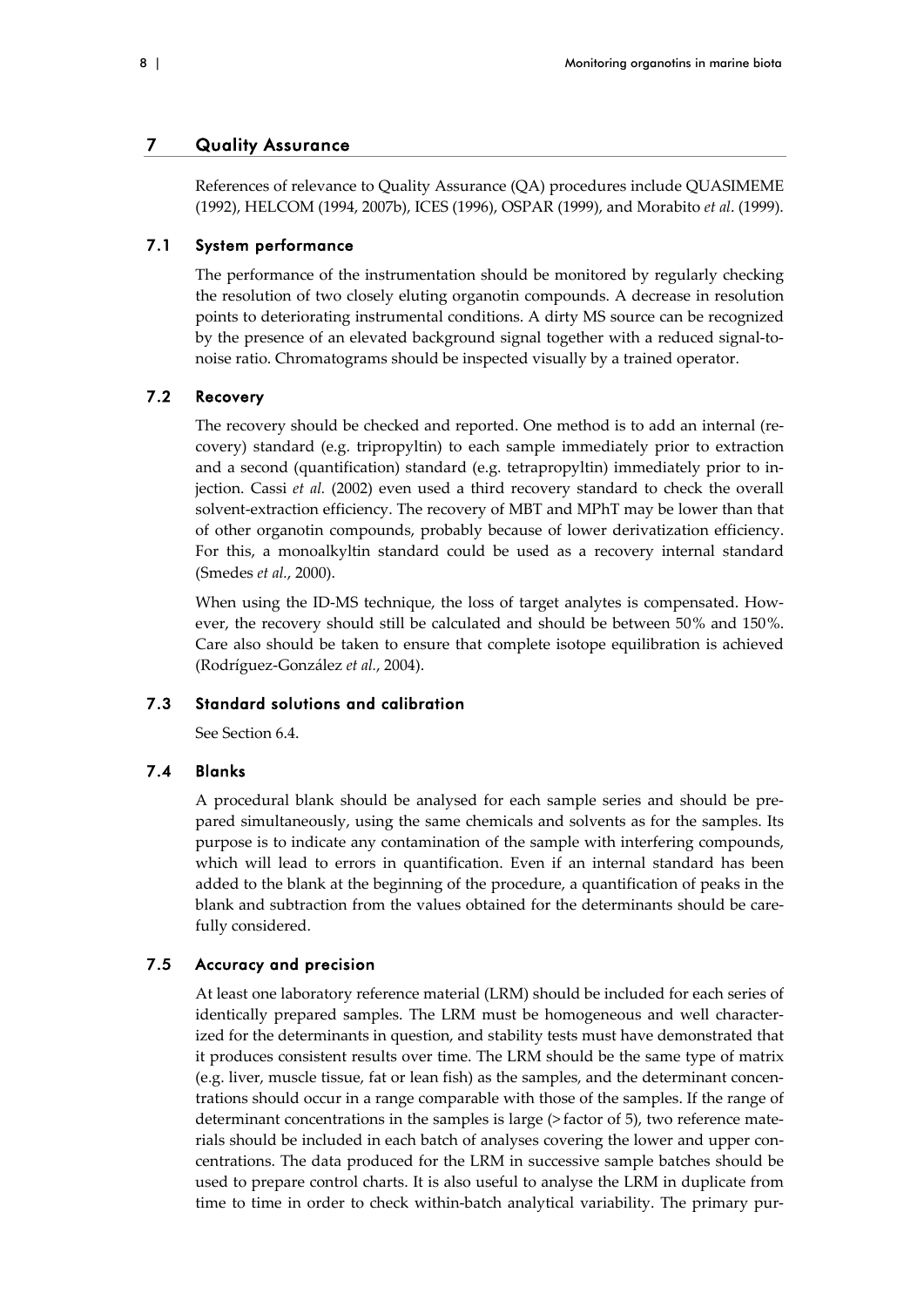## 7 Quality Assurance

References of relevance to Quality Assurance (QA) procedures include QUASIMEME (1992), HELCOM (1994, 2007b), ICES (1996), OSPAR (1999), and Morabito *et al*. (1999).

### 7.1 System performance

The performance of the instrumentation should be monitored by regularly checking the resolution of two closely eluting organotin compounds. A decrease in resolution points to deteriorating instrumental conditions. A dirty MS source can be recognized by the presence of an elevated background signal together with a reduced signal-to-noise ratio. Chromatograms should be inspected visually by a trained operator.

### 7.2 Recovery

The recovery should be checked and reported. One method is to add an internal (recovery) standard (e.g. tripropyltin) to each sample immediately prior to extraction and a second (quantification) standard (e.g. tetrapropyltin) immediately prior to injection. Cassi *et al.* (2002) even used a third recovery standard to check the overall solvent-extraction efficiency. The recovery of MBT and MPhT may be lower than that of other organotin compounds, probably because of lower derivatization efficiency. For this, a monoalkyltin standard could be used as a recovery internal standard (Smedes *et al.*, 2000).

When using the ID-MS technique, the loss of target analytes is compensated. However, the recovery should still be calculated and should be between 50% and 150%. Care also should be taken to ensure that complete isotope equilibration is achieved (Rodríguez-González *et al.*, 2004).

### 7.3 Standard solutions and calibration

See Section 6.4.

### 7.4 Blanks

A procedural blank should be analysed for each sample series and should be prepared simultaneously, using the same chemicals and solvents as for the samples. Its purpose is to indicate any contamination of the sample with interfering compounds, which will lead to errors in quantification. Even if an internal standard has been added to the blank at the beginning of the procedure, a quantification of peaks in the blank and subtraction from the values obtained for the determinants should be carefully considered.

### 7.5 Accuracy and precision

At least one laboratory reference material (LRM) should be included for each series of identically prepared samples. The LRM must be homogeneous and well characterized for the determinants in question, and stability tests must have demonstrated that it produces consistent results over time. The LRM should be the same type of matrix (e.g. liver, muscle tissue, fat or lean fish) as the samples, and the determinant concentrations should occur in a range comparable with those of the samples. If the range of determinant concentrations in the samples is large (> factor of 5), two reference materials should be included in each batch of analyses covering the lower and upper concentrations. The data produced for the LRM in successive sample batches should be used to prepare control charts. It is also useful to analyse the LRM in duplicate from time to time in order to check within-batch analytical variability. The primary pur-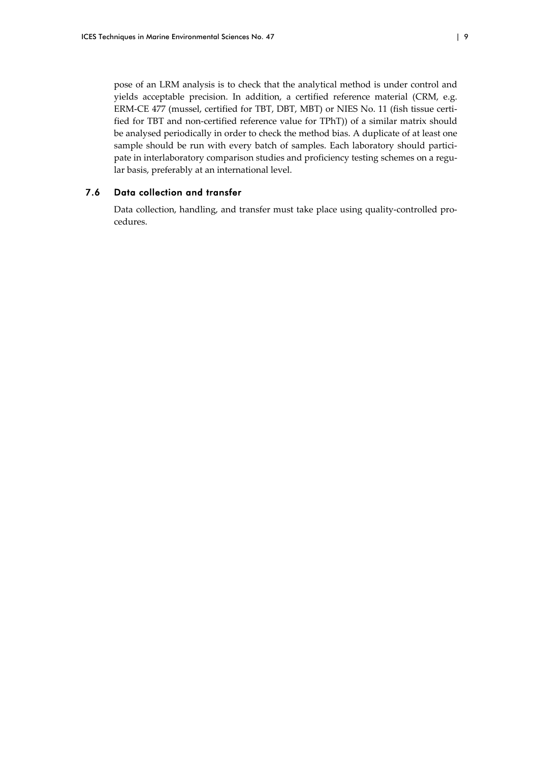pose of an LRM analysis is to check that the analytical method is under control and yields acceptable precision. In addition, a certified reference material (CRM, e.g. ERM-CE 477 (mussel, certified for TBT, DBT, MBT) or NIES No. 11 (fish tissue certified for TBT and non-certified reference value for TPhT)) of a similar matrix should be analysed periodically in order to check the method bias. A duplicate of at least one sample should be run with every batch of samples. Each laboratory should participate in interlaboratory comparison studies and proficiency testing schemes on a regular basis, preferably at an international level.

## 7.6 Data collection and transfer

Data collection, handling, and transfer must take place using quality-controlled procedures.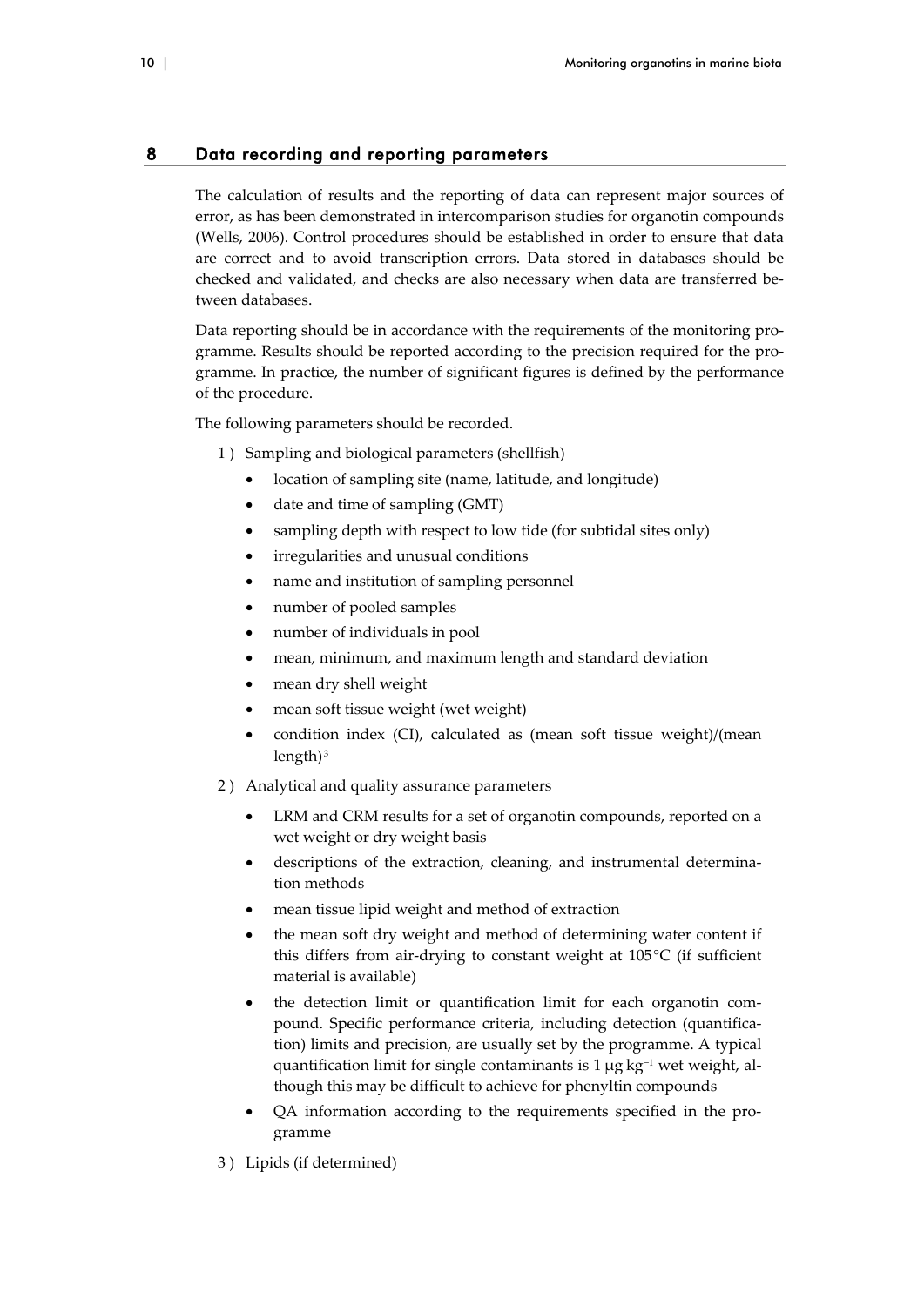## 8 Data recording and reporting parameters

The calculation of results and the reporting of data can represent major sources of error, as has been demonstrated in intercomparison studies for organotin compounds (Wells, 2006). Control procedures should be established in order to ensure that data are correct and to avoid transcription errors. Data stored in databases should be checked and validated, and checks are also necessary when data are transferred between databases.

Data reporting should be in accordance with the requirements of the monitoring programme. Results should be reported according to the precision required for the programme. In practice, the number of significant figures is defined by the performance of the procedure.

The following parameters should be recorded.

1 ) Sampling and biological parameters (shellfish)
   - location of sampling site (name, latitude, and longitude)
   - date and time of sampling (GMT)
   - sampling depth with respect to low tide (for subtidal sites only)
   - irregularities and unusual conditions
   - name and institution of sampling personnel
   - number of pooled samples
   - number of individuals in pool
   - mean, minimum, and maximum length and standard deviation
   - mean dry shell weight
   - mean soft tissue weight (wet weight)
   - condition index (CI), calculated as (mean soft tissue weight)/(mean length)$^3$
2 ) Analytical and quality assurance parameters
   - LRM and CRM results for a set of organotin compounds, reported on a wet weight or dry weight basis
   - descriptions of the extraction, cleaning, and instrumental determination methods
   - mean tissue lipid weight and method of extraction
   - the mean soft dry weight and method of determining water content if this differs from air-drying to constant weight at 105°C (if sufficient material is available)
   - the detection limit or quantification limit for each organotin compound. Specific performance criteria, including detection (quantification) limits and precision, are usually set by the programme. A typical quantification limit for single contaminants is 1 μg kg$^{-1}$ wet weight, although this may be difficult to achieve for phenyltin compounds
   - QA information according to the requirements specified in the programme
3 ) Lipids (if determined)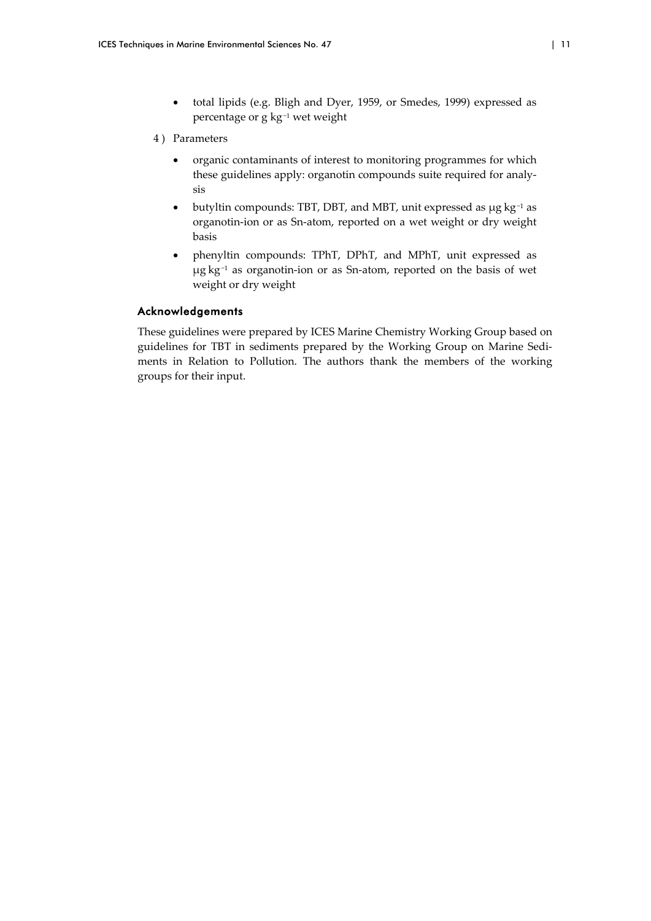- total lipids (e.g. Bligh and Dyer, 1959, or Smedes, 1999) expressed as percentage or g $kg^{-1}$ wet weight

4) Parameters

- organic contaminants of interest to monitoring programmes for which these guidelines apply: organotin compounds suite required for analysis
- butyltin compounds: TBT, DBT, and MBT, unit expressed as μg $kg^{-1}$ as organotin-ion or as Sn-atom, reported on a wet weight or dry weight basis
- phenyltin compounds: TPhT, DPhT, and MPhT, unit expressed as μg $kg^{-1}$ as organotin-ion or as Sn-atom, reported on the basis of wet weight or dry weight

## Acknowledgements

These guidelines were prepared by ICES Marine Chemistry Working Group based on guidelines for TBT in sediments prepared by the Working Group on Marine Sediments in Relation to Pollution. The authors thank the members of the working groups for their input.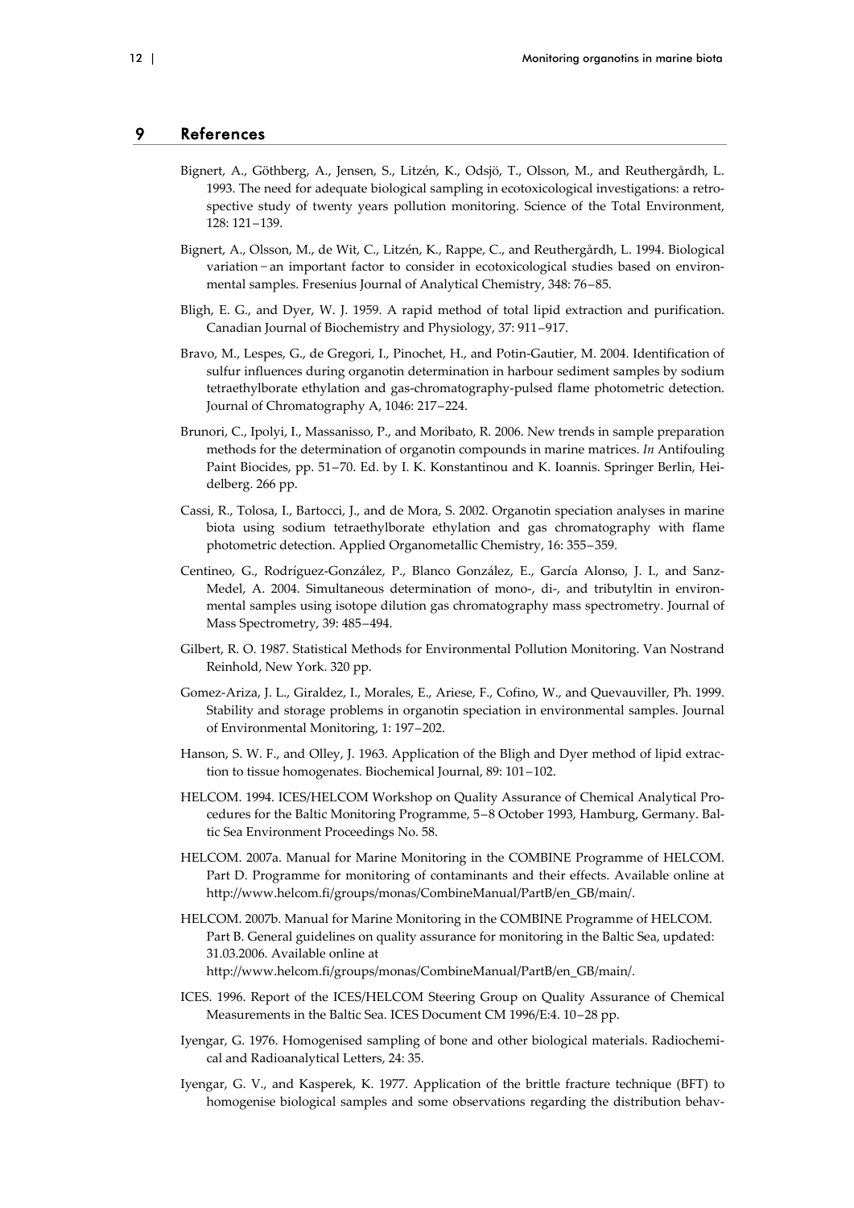## 9 References

Bignert, A., Göthberg, A., Jensen, S., Litzén, K., Odsjö, T., Olsson, M., and Reuthergårdh, L. 1993. The need for adequate biological sampling in ecotoxicological investigations: a retrospective study of twenty years pollution monitoring. Science of the Total Environment, 128: 121–139.

Bignert, A., Olsson, M., de Wit, C., Litzén, K., Rappe, C., and Reuthergårdh, L. 1994. Biological variation – an important factor to consider in ecotoxicological studies based on environmental samples. Fresenius Journal of Analytical Chemistry, 348: 76–85.

Bligh, E. G., and Dyer, W. J. 1959. A rapid method of total lipid extraction and purification. Canadian Journal of Biochemistry and Physiology, 37: 911–917.

Bravo, M., Lespes, G., de Gregori, I., Pinochet, H., and Potin-Gautier, M. 2004. Identification of sulfur influences during organotin determination in harbour sediment samples by sodium tetraethylborate ethylation and gas-chromatography-pulsed flame photometric detection. Journal of Chromatography A, 1046: 217–224.

Brunori, C., Ipolyi, I., Massanisso, P., and Moribato, R. 2006. New trends in sample preparation methods for the determination of organotin compounds in marine matrices. *In* Antifouling Paint Biocides, pp. 51–70. Ed. by I. K. Konstantinou and K. Ioannis. Springer Berlin, Heidelberg. 266 pp.

Cassi, R., Tolosa, I., Bartocci, J., and de Mora, S. 2002. Organotin speciation analyses in marine biota using sodium tetraethylborate ethylation and gas chromatography with flame photometric detection. Applied Organometallic Chemistry, 16: 355–359.

Centineo, G., Rodríguez-González, P., Blanco González, E., García Alonso, J. I., and Sanz-Medel, A. 2004. Simultaneous determination of mono-, di-, and tributyltin in environmental samples using isotope dilution gas chromatography mass spectrometry. Journal of Mass Spectrometry, 39: 485–494.

Gilbert, R. O. 1987. Statistical Methods for Environmental Pollution Monitoring. Van Nostrand Reinhold, New York. 320 pp.

Gomez-Ariza, J. L., Giraldez, I., Morales, E., Ariese, F., Cofino, W., and Quevauviller, Ph. 1999. Stability and storage problems in organotin speciation in environmental samples. Journal of Environmental Monitoring, 1: 197–202.

Hanson, S. W. F., and Olley, J. 1963. Application of the Bligh and Dyer method of lipid extraction to tissue homogenates. Biochemical Journal, 89: 101–102.

HELCOM. 1994. ICES/HELCOM Workshop on Quality Assurance of Chemical Analytical Procedures for the Baltic Monitoring Programme, 5–8 October 1993, Hamburg, Germany. Baltic Sea Environment Proceedings No. 58.

HELCOM. 2007a. Manual for Marine Monitoring in the COMBINE Programme of HELCOM. Part D. Programme for monitoring of contaminants and their effects. Available online at http://www.helcom.fi/groups/monas/CombineManual/PartB/en_GB/main/.

HELCOM. 2007b. Manual for Marine Monitoring in the COMBINE Programme of HELCOM. Part B. General guidelines on quality assurance for monitoring in the Baltic Sea, updated: 31.03.2006. Available online at http://www.helcom.fi/groups/monas/CombineManual/PartB/en_GB/main/.

ICES. 1996. Report of the ICES/HELCOM Steering Group on Quality Assurance of Chemical Measurements in the Baltic Sea. ICES Document CM 1996/E:4. 10–28 pp.

Iyengar, G. 1976. Homogenised sampling of bone and other biological materials. Radiochemical and Radioanalytical Letters, 24: 35.

Iyengar, G. V., and Kasperek, K. 1977. Application of the brittle fracture technique (BFT) to homogenise biological samples and some observations regarding the distribution behav-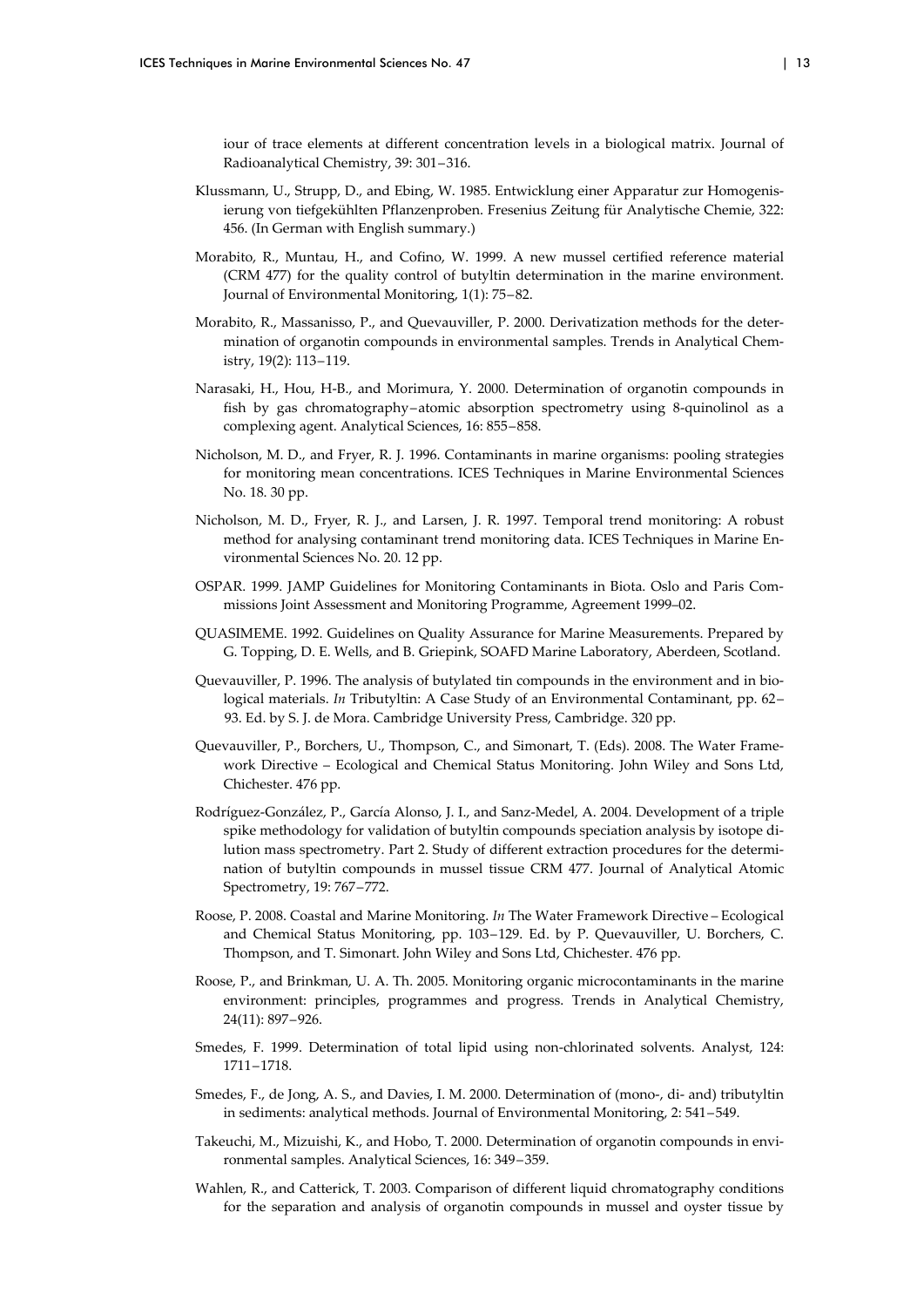iour of trace elements at different concentration levels in a biological matrix. Journal of Radioanalytical Chemistry, 39: 301–316.

Klussmann, U., Strupp, D., and Ebing, W. 1985. Entwicklung einer Apparatur zur Homogenisierung von tiefgekühlten Pflanzenproben. Fresenius Zeitung für Analytische Chemie, 322: 456. (In German with English summary.)

Morabito, R., Muntau, H., and Cofino, W. 1999. A new mussel certified reference material (CRM 477) for the quality control of butyltin determination in the marine environment. Journal of Environmental Monitoring, 1(1): 75–82.

Morabito, R., Massanisso, P., and Quevauviller, P. 2000. Derivatization methods for the determination of organotin compounds in environmental samples. Trends in Analytical Chemistry, 19(2): 113–119.

Narasaki, H., Hou, H-B., and Morimura, Y. 2000. Determination of organotin compounds in fish by gas chromatography–atomic absorption spectrometry using 8-quinolinol as a complexing agent. Analytical Sciences, 16: 855–858.

Nicholson, M. D., and Fryer, R. J. 1996. Contaminants in marine organisms: pooling strategies for monitoring mean concentrations. ICES Techniques in Marine Environmental Sciences No. 18. 30 pp.

Nicholson, M. D., Fryer, R. J., and Larsen, J. R. 1997. Temporal trend monitoring: A robust method for analysing contaminant trend monitoring data. ICES Techniques in Marine Environmental Sciences No. 20. 12 pp.

OSPAR. 1999. JAMP Guidelines for Monitoring Contaminants in Biota. Oslo and Paris Commissions Joint Assessment and Monitoring Programme, Agreement 1999–02.

QUASIMEME. 1992. Guidelines on Quality Assurance for Marine Measurements. Prepared by G. Topping, D. E. Wells, and B. Griepink, SOAFD Marine Laboratory, Aberdeen, Scotland.

Quevauviller, P. 1996. The analysis of butylated tin compounds in the environment and in biological materials. *In* Tributyltin: A Case Study of an Environmental Contaminant, pp. 62–93. Ed. by S. J. de Mora. Cambridge University Press, Cambridge. 320 pp.

Quevauviller, P., Borchers, U., Thompson, C., and Simonart, T. (Eds). 2008. The Water Framework Directive – Ecological and Chemical Status Monitoring. John Wiley and Sons Ltd, Chichester. 476 pp.

Rodríguez-González, P., García Alonso, J. I., and Sanz-Medel, A. 2004. Development of a triple spike methodology for validation of butyltin compounds speciation analysis by isotope dilution mass spectrometry. Part 2. Study of different extraction procedures for the determination of butyltin compounds in mussel tissue CRM 477. Journal of Analytical Atomic Spectrometry, 19: 767–772.

Roose, P. 2008. Coastal and Marine Monitoring. *In* The Water Framework Directive – Ecological and Chemical Status Monitoring, pp. 103–129. Ed. by P. Quevauviller, U. Borchers, C. Thompson, and T. Simonart. John Wiley and Sons Ltd, Chichester. 476 pp.

Roose, P., and Brinkman, U. A. Th. 2005. Monitoring organic microcontaminants in the marine environment: principles, programmes and progress. Trends in Analytical Chemistry, 24(11): 897–926.

Smedes, F. 1999. Determination of total lipid using non-chlorinated solvents. Analyst, 124: 1711–1718.

Smedes, F., de Jong, A. S., and Davies, I. M. 2000. Determination of (mono-, di- and) tributyltin in sediments: analytical methods. Journal of Environmental Monitoring, 2: 541–549.

Takeuchi, M., Mizuishi, K., and Hobo, T. 2000. Determination of organotin compounds in environmental samples. Analytical Sciences, 16: 349–359.

Wahlen, R., and Catterick, T. 2003. Comparison of different liquid chromatography conditions for the separation and analysis of organotin compounds in mussel and oyster tissue by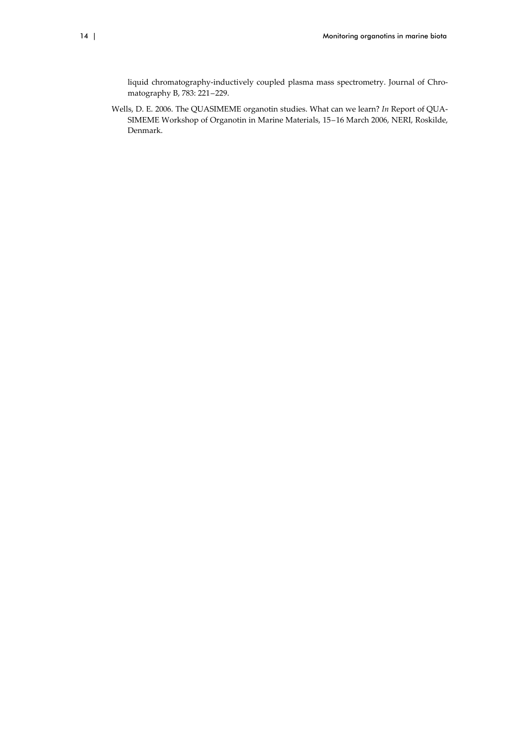liquid chromatography-inductively coupled plasma mass spectrometry. Journal of Chromatography B, 783: 221−229.

Wells, D. E. 2006. The QUASIMEME organotin studies. What can we learn? *In* Report of QUASIMEME Workshop of Organotin in Marine Materials, 15−16 March 2006, NERI, Roskilde, Denmark.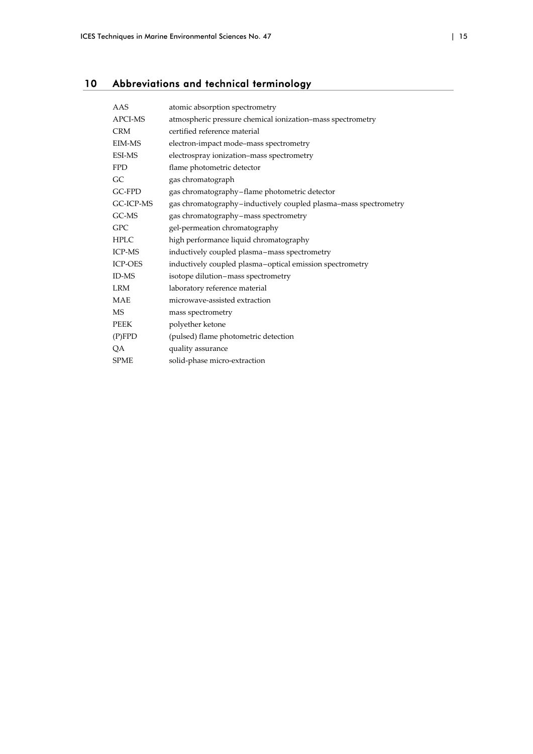# 10 Abbreviations and technical terminology

| | |
|---|---|
| AAS | atomic absorption spectrometry |
| APCI-MS | atmospheric pressure chemical ionization–mass spectrometry |
| CRM | certified reference material |
| EIM-MS | electron-impact mode–mass spectrometry |
| ESI-MS | electrospray ionization–mass spectrometry |
| FPD | flame photometric detector |
| GC | gas chromatograph |
| GC-FPD | gas chromatography–flame photometric detector |
| GC-ICP-MS | gas chromatography–inductively coupled plasma–mass spectrometry |
| GC-MS | gas chromatography–mass spectrometry |
| GPC | gel-permeation chromatography |
| HPLC | high performance liquid chromatography |
| ICP-MS | inductively coupled plasma–mass spectrometry |
| ICP-OES | inductively coupled plasma–optical emission spectrometry |
| ID-MS | isotope dilution–mass spectrometry |
| LRM | laboratory reference material |
| MAE | microwave-assisted extraction |
| MS | mass spectrometry |
| PEEK | polyether ketone |
| (P)FPD | (pulsed) flame photometric detection |
| QA | quality assurance |
| SPME | solid-phase micro-extraction |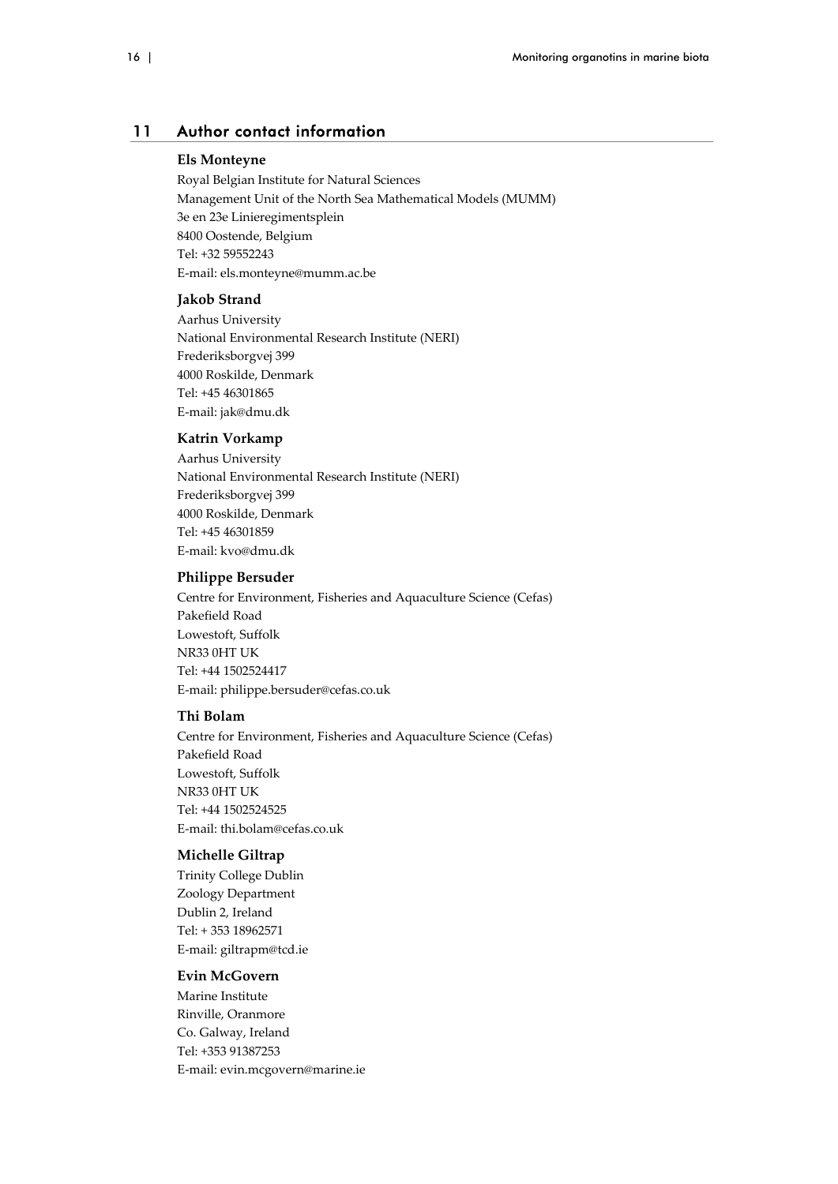## 11 Author contact information

**Els Monteyne**

Royal Belgian Institute for Natural Sciences
Management Unit of the North Sea Mathematical Models (MUMM)
3e en 23e Linieregimentsplein
8400 Oostende, Belgium
Tel: +32 59552243
E-mail: els.monteyne@mumm.ac.be

**Jakob Strand**

Aarhus University
National Environmental Research Institute (NERI)
Frederiksborgvej 399
4000 Roskilde, Denmark
Tel: +45 46301865
E-mail: jak@dmu.dk

**Katrin Vorkamp**

Aarhus University
National Environmental Research Institute (NERI)
Frederiksborgvej 399
4000 Roskilde, Denmark
Tel: +45 46301859
E-mail: kvo@dmu.dk

**Philippe Bersuder**

Centre for Environment, Fisheries and Aquaculture Science (Cefas)
Pakefield Road
Lowestoft, Suffolk
NR33 0HT UK
Tel: +44 1502524417
E-mail: philippe.bersuder@cefas.co.uk

**Thi Bolam**

Centre for Environment, Fisheries and Aquaculture Science (Cefas)
Pakefield Road
Lowestoft, Suffolk
NR33 0HT UK
Tel: +44 1502524525
E-mail: thi.bolam@cefas.co.uk

**Michelle Giltrap**

Trinity College Dublin
Zoology Department
Dublin 2, Ireland
Tel: + 353 18962571
E-mail: giltrapm@tcd.ie

**Evin McGovern**

Marine Institute
Rinville, Oranmore
Co. Galway, Ireland
Tel: +353 91387253
E-mail: evin.mcgovern@marine.ie